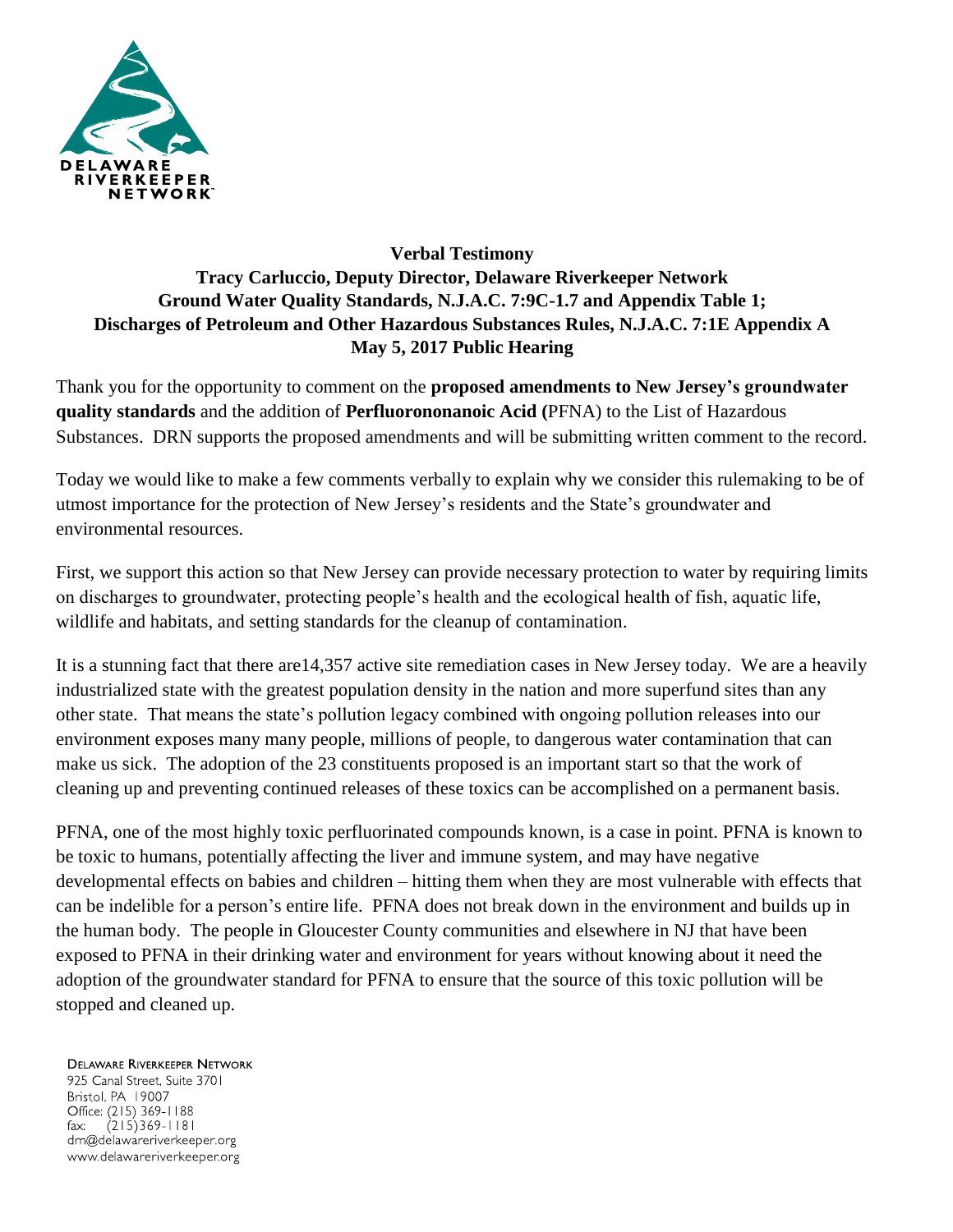**Verbal Testimony**
**Tracy Carluccio, Deputy Director, Delaware Riverkeeper Network**
**Ground Water Quality Standards, N.J.A.C. 7:9C-1.7 and Appendix Table 1;**
**Discharges of Petroleum and Other Hazardous Substances Rules, N.J.A.C. 7:1E Appendix A**
**May 5, 2017 Public Hearing**

Thank you for the opportunity to comment on the **proposed amendments to New Jersey's groundwater quality standards** and the addition of **Perfluorononanoic Acid (**PFNA) to the List of Hazardous Substances. DRN supports the proposed amendments and will be submitting written comment to the record.

Today we would like to make a few comments verbally to explain why we consider this rulemaking to be of utmost importance for the protection of New Jersey's residents and the State's groundwater and environmental resources.

First, we support this action so that New Jersey can provide necessary protection to water by requiring limits on discharges to groundwater, protecting people's health and the ecological health of fish, aquatic life, wildlife and habitats, and setting standards for the cleanup of contamination.

It is a stunning fact that there are14,357 active site remediation cases in New Jersey today. We are a heavily industrialized state with the greatest population density in the nation and more superfund sites than any other state. That means the state's pollution legacy combined with ongoing pollution releases into our environment exposes many many people, millions of people, to dangerous water contamination that can make us sick. The adoption of the 23 constituents proposed is an important start so that the work of cleaning up and preventing continued releases of these toxics can be accomplished on a permanent basis.

PFNA, one of the most highly toxic perfluorinated compounds known, is a case in point. PFNA is known to be toxic to humans, potentially affecting the liver and immune system, and may have negative developmental effects on babies and children – hitting them when they are most vulnerable with effects that can be indelible for a person's entire life. PFNA does not break down in the environment and builds up in the human body. The people in Gloucester County communities and elsewhere in NJ that have been exposed to PFNA in their drinking water and environment for years without knowing about it need the adoption of the groundwater standard for PFNA to ensure that the source of this toxic pollution will be stopped and cleaned up.

Delaware Riverkeeper Network
925 Canal Street, Suite 3701
Bristol, PA 19007
Office: (215) 369-1188
fax: (215)369-1181
drn@delawareriverkeeper.org
www.delawareriverkeeper.org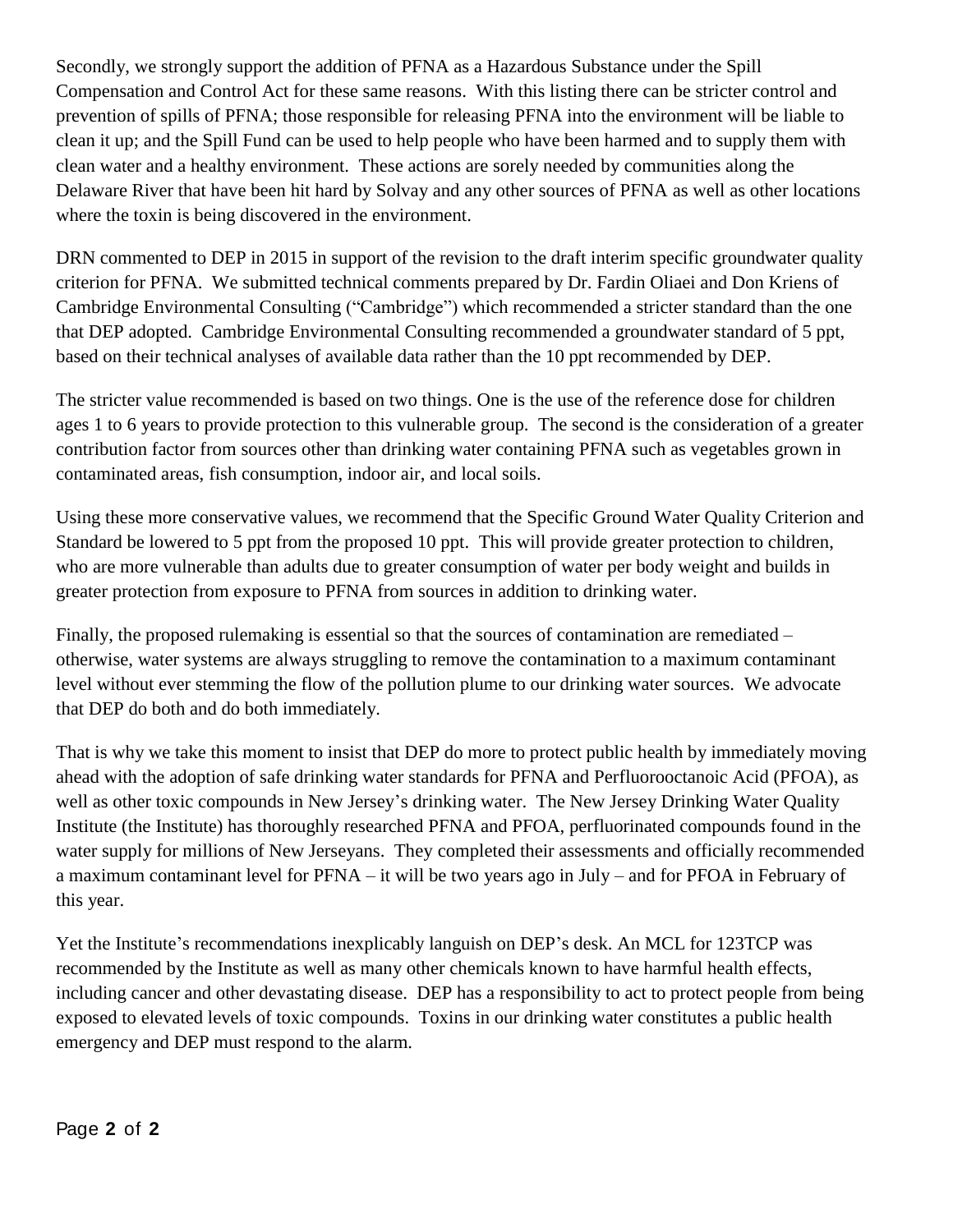Secondly, we strongly support the addition of PFNA as a Hazardous Substance under the Spill Compensation and Control Act for these same reasons. With this listing there can be stricter control and prevention of spills of PFNA; those responsible for releasing PFNA into the environment will be liable to clean it up; and the Spill Fund can be used to help people who have been harmed and to supply them with clean water and a healthy environment. These actions are sorely needed by communities along the Delaware River that have been hit hard by Solvay and any other sources of PFNA as well as other locations where the toxin is being discovered in the environment.

DRN commented to DEP in 2015 in support of the revision to the draft interim specific groundwater quality criterion for PFNA. We submitted technical comments prepared by Dr. Fardin Oliaei and Don Kriens of Cambridge Environmental Consulting ("Cambridge") which recommended a stricter standard than the one that DEP adopted. Cambridge Environmental Consulting recommended a groundwater standard of 5 ppt, based on their technical analyses of available data rather than the 10 ppt recommended by DEP.

The stricter value recommended is based on two things. One is the use of the reference dose for children ages 1 to 6 years to provide protection to this vulnerable group. The second is the consideration of a greater contribution factor from sources other than drinking water containing PFNA such as vegetables grown in contaminated areas, fish consumption, indoor air, and local soils.

Using these more conservative values, we recommend that the Specific Ground Water Quality Criterion and Standard be lowered to 5 ppt from the proposed 10 ppt. This will provide greater protection to children, who are more vulnerable than adults due to greater consumption of water per body weight and builds in greater protection from exposure to PFNA from sources in addition to drinking water.

Finally, the proposed rulemaking is essential so that the sources of contamination are remediated – otherwise, water systems are always struggling to remove the contamination to a maximum contaminant level without ever stemming the flow of the pollution plume to our drinking water sources. We advocate that DEP do both and do both immediately.

That is why we take this moment to insist that DEP do more to protect public health by immediately moving ahead with the adoption of safe drinking water standards for PFNA and Perfluorooctanoic Acid (PFOA), as well as other toxic compounds in New Jersey's drinking water. The New Jersey Drinking Water Quality Institute (the Institute) has thoroughly researched PFNA and PFOA, perfluorinated compounds found in the water supply for millions of New Jerseyans. They completed their assessments and officially recommended a maximum contaminant level for PFNA – it will be two years ago in July – and for PFOA in February of this year.

Yet the Institute's recommendations inexplicably languish on DEP's desk. An MCL for 123TCP was recommended by the Institute as well as many other chemicals known to have harmful health effects, including cancer and other devastating disease. DEP has a responsibility to act to protect people from being exposed to elevated levels of toxic compounds. Toxins in our drinking water constitutes a public health emergency and DEP must respond to the alarm.